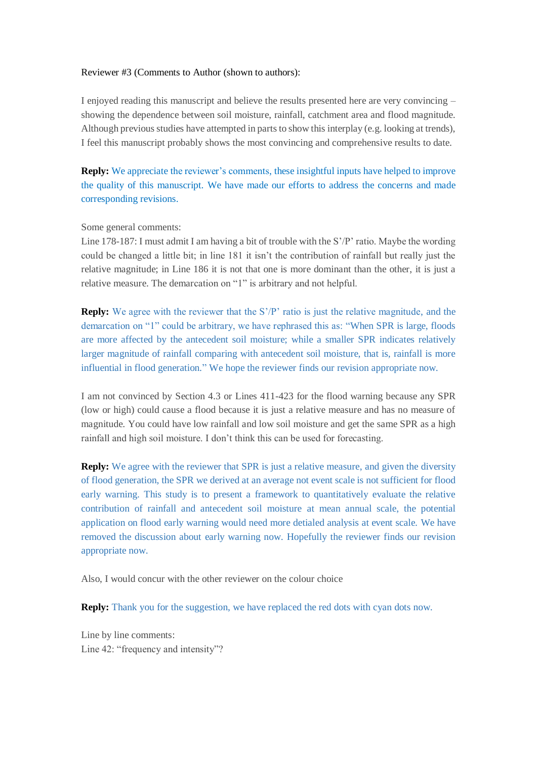Reviewer #3 (Comments to Author (shown to authors):

I enjoyed reading this manuscript and believe the results presented here are very convincing – showing the dependence between soil moisture, rainfall, catchment area and flood magnitude. Although previous studies have attempted in parts to show this interplay (e.g. looking at trends), I feel this manuscript probably shows the most convincing and comprehensive results to date.

**Reply:** We appreciate the reviewer's comments, these insightful inputs have helped to improve the quality of this manuscript. We have made our efforts to address the concerns and made corresponding revisions.

Some general comments:

Line 178-187: I must admit I am having a bit of trouble with the S'/P' ratio. Maybe the wording could be changed a little bit; in line 181 it isn't the contribution of rainfall but really just the relative magnitude; in Line 186 it is not that one is more dominant than the other, it is just a relative measure. The demarcation on "1" is arbitrary and not helpful.

**Reply:** We agree with the reviewer that the S'/P' ratio is just the relative magnitude, and the demarcation on "1" could be arbitrary, we have rephrased this as: "When SPR is large, floods are more affected by the antecedent soil moisture; while a smaller SPR indicates relatively larger magnitude of rainfall comparing with antecedent soil moisture, that is, rainfall is more influential in flood generation." We hope the reviewer finds our revision appropriate now.

I am not convinced by Section 4.3 or Lines 411-423 for the flood warning because any SPR (low or high) could cause a flood because it is just a relative measure and has no measure of magnitude. You could have low rainfall and low soil moisture and get the same SPR as a high rainfall and high soil moisture. I don't think this can be used for forecasting.

**Reply:** We agree with the reviewer that SPR is just a relative measure, and given the diversity of flood generation, the SPR we derived at an average not event scale is not sufficient for flood early warning. This study is to present a framework to quantitatively evaluate the relative contribution of rainfall and antecedent soil moisture at mean annual scale, the potential application on flood early warning would need more detialed analysis at event scale. We have removed the discussion about early warning now. Hopefully the reviewer finds our revision appropriate now.

Also, I would concur with the other reviewer on the colour choice

**Reply:** Thank you for the suggestion, we have replaced the red dots with cyan dots now.

Line by line comments:

Line 42: "frequency and intensity"?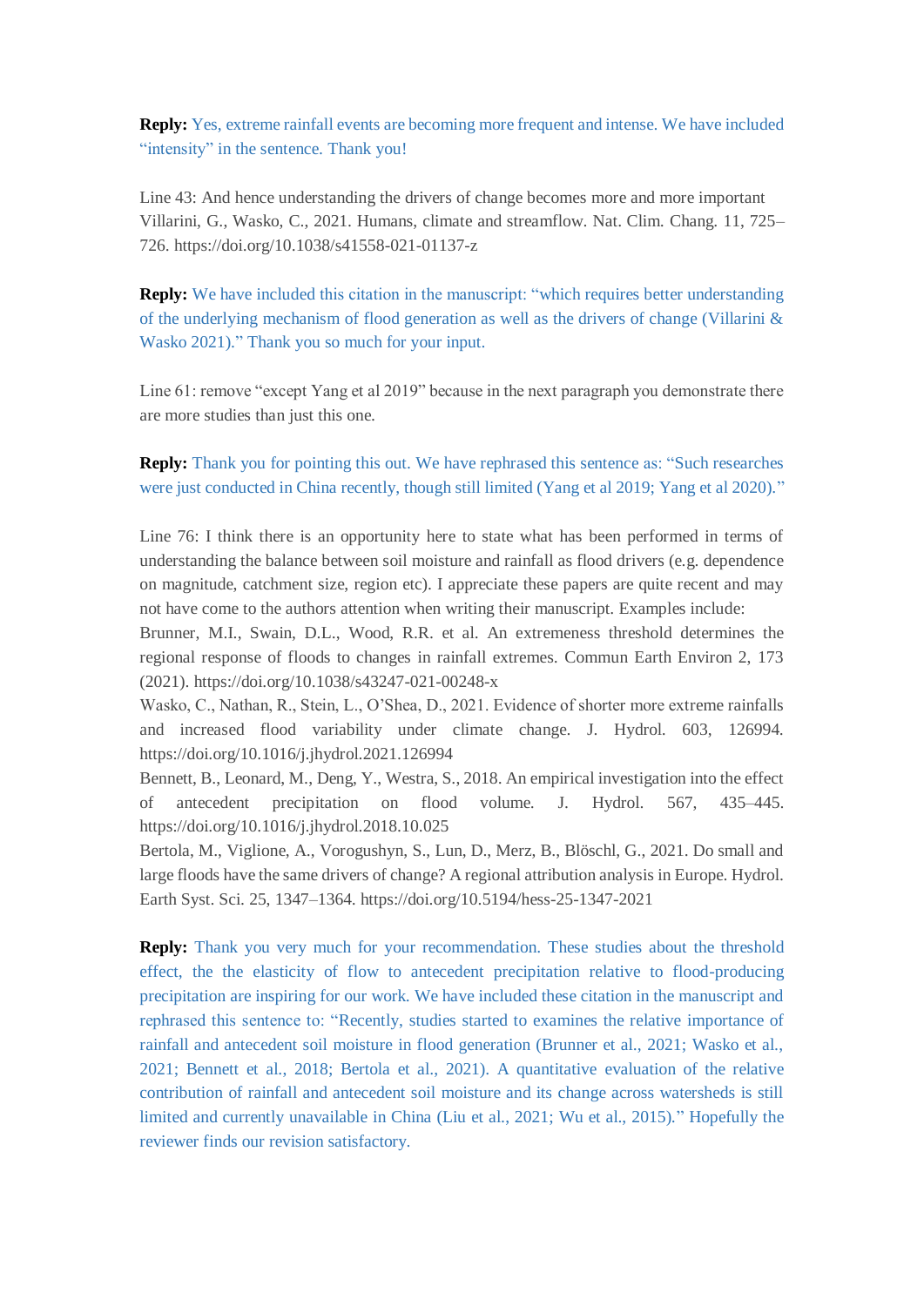**Reply:** Yes, extreme rainfall events are becoming more frequent and intense. We have included "intensity" in the sentence. Thank you!

Line 43: And hence understanding the drivers of change becomes more and more important Villarini, G., Wasko, C., 2021. Humans, climate and streamflow. Nat. Clim. Chang. 11, 725–726. https://doi.org/10.1038/s41558-021-01137-z

**Reply:** We have included this citation in the manuscript: "which requires better understanding of the underlying mechanism of flood generation as well as the drivers of change (Villarini & Wasko 2021)." Thank you so much for your input.

Line 61: remove "except Yang et al 2019" because in the next paragraph you demonstrate there are more studies than just this one.

**Reply:** Thank you for pointing this out. We have rephrased this sentence as: "Such researches were just conducted in China recently, though still limited (Yang et al 2019; Yang et al 2020)."

Line 76: I think there is an opportunity here to state what has been performed in terms of understanding the balance between soil moisture and rainfall as flood drivers (e.g. dependence on magnitude, catchment size, region etc). I appreciate these papers are quite recent and may not have come to the authors attention when writing their manuscript. Examples include:
Brunner, M.I., Swain, D.L., Wood, R.R. et al. An extremeness threshold determines the regional response of floods to changes in rainfall extremes. Commun Earth Environ 2, 173 (2021). https://doi.org/10.1038/s43247-021-00248-x
Wasko, C., Nathan, R., Stein, L., O'Shea, D., 2021. Evidence of shorter more extreme rainfalls and increased flood variability under climate change. J. Hydrol. 603, 126994. https://doi.org/10.1016/j.jhydrol.2021.126994
Bennett, B., Leonard, M., Deng, Y., Westra, S., 2018. An empirical investigation into the effect of antecedent precipitation on flood volume. J. Hydrol. 567, 435–445. https://doi.org/10.1016/j.jhydrol.2018.10.025
Bertola, M., Viglione, A., Vorogushyn, S., Lun, D., Merz, B., Blöschl, G., 2021. Do small and large floods have the same drivers of change? A regional attribution analysis in Europe. Hydrol. Earth Syst. Sci. 25, 1347–1364. https://doi.org/10.5194/hess-25-1347-2021

**Reply:** Thank you very much for your recommendation. These studies about the threshold effect, the the elasticity of flow to antecedent precipitation relative to flood-producing precipitation are inspiring for our work. We have included these citation in the manuscript and rephrased this sentence to: "Recently, studies started to examines the relative importance of rainfall and antecedent soil moisture in flood generation (Brunner et al., 2021; Wasko et al., 2021; Bennett et al., 2018; Bertola et al., 2021). A quantitative evaluation of the relative contribution of rainfall and antecedent soil moisture and its change across watersheds is still limited and currently unavailable in China (Liu et al., 2021; Wu et al., 2015)." Hopefully the reviewer finds our revision satisfactory.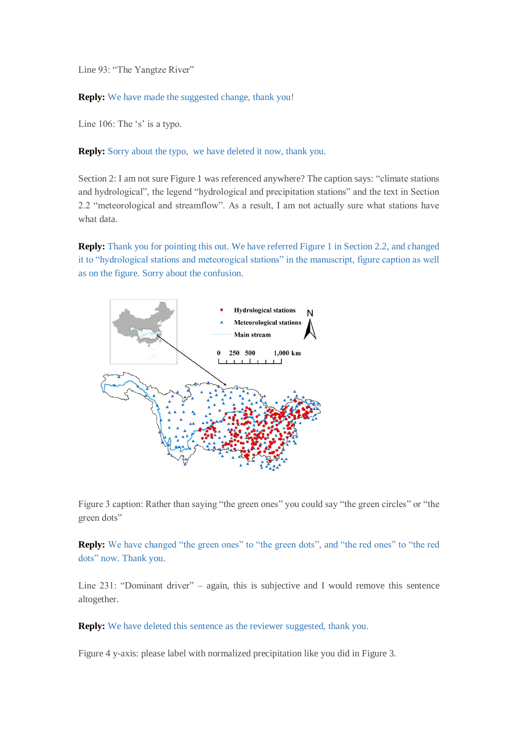Line 93: "The Yangtze River"

**Reply:** We have made the suggested change, thank you!

Line 106: The 's' is a typo.

**Reply:** Sorry about the typo, we have deleted it now, thank you.

Section 2: I am not sure Figure 1 was referenced anywhere? The caption says: "climate stations and hydrological", the legend "hydrological and precipitation stations" and the text in Section 2.2 "meteorological and streamflow". As a result, I am not actually sure what stations have what data.

**Reply:** Thank you for pointing this out. We have referred Figure 1 in Section 2.2, and changed it to "hydrological stations and meteorogical stations" in the manuscript, figure caption as well as on the figure. Sorry about the confusion.

Figure 3 caption: Rather than saying "the green ones" you could say "the green circles" or "the green dots"

**Reply:** We have changed "the green ones" to "the green dots", and "the red ones" to "the red dots" now. Thank you.

Line 231: "Dominant driver" – again, this is subjective and I would remove this sentence altogether.

**Reply:** We have deleted this sentence as the reviewer suggested, thank you.

Figure 4 y-axis: please label with normalized precipitation like you did in Figure 3.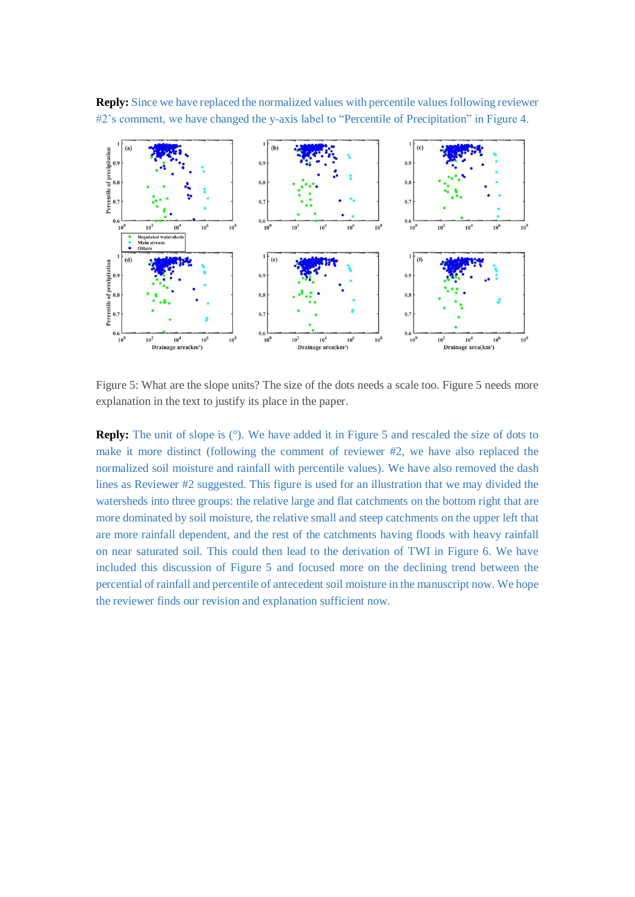**Reply:** Since we have replaced the normalized values with percentile values following reviewer #2's comment, we have changed the y-axis label to "Percentile of Precipitation" in Figure 4.

Figure 5: What are the slope units? The size of the dots needs a scale too. Figure 5 needs more explanation in the text to justify its place in the paper.

**Reply:** The unit of slope is (°). We have added it in Figure 5 and rescaled the size of dots to make it more distinct (following the comment of reviewer #2, we have also replaced the normalized soil moisture and rainfall with percentile values). We have also removed the dash lines as Reviewer #2 suggested. This figure is used for an illustration that we may divided the watersheds into three groups: the relative large and flat catchments on the bottom right that are more dominated by soil moisture, the relative small and steep catchments on the upper left that are more rainfall dependent, and the rest of the catchments having floods with heavy rainfall on near saturated soil. This could then lead to the derivation of TWI in Figure 6. We have included this discussion of Figure 5 and focused more on the declining trend between the percential of rainfall and percentile of antecedent soil moisture in the manuscript now. We hope the reviewer finds our revision and explanation sufficient now.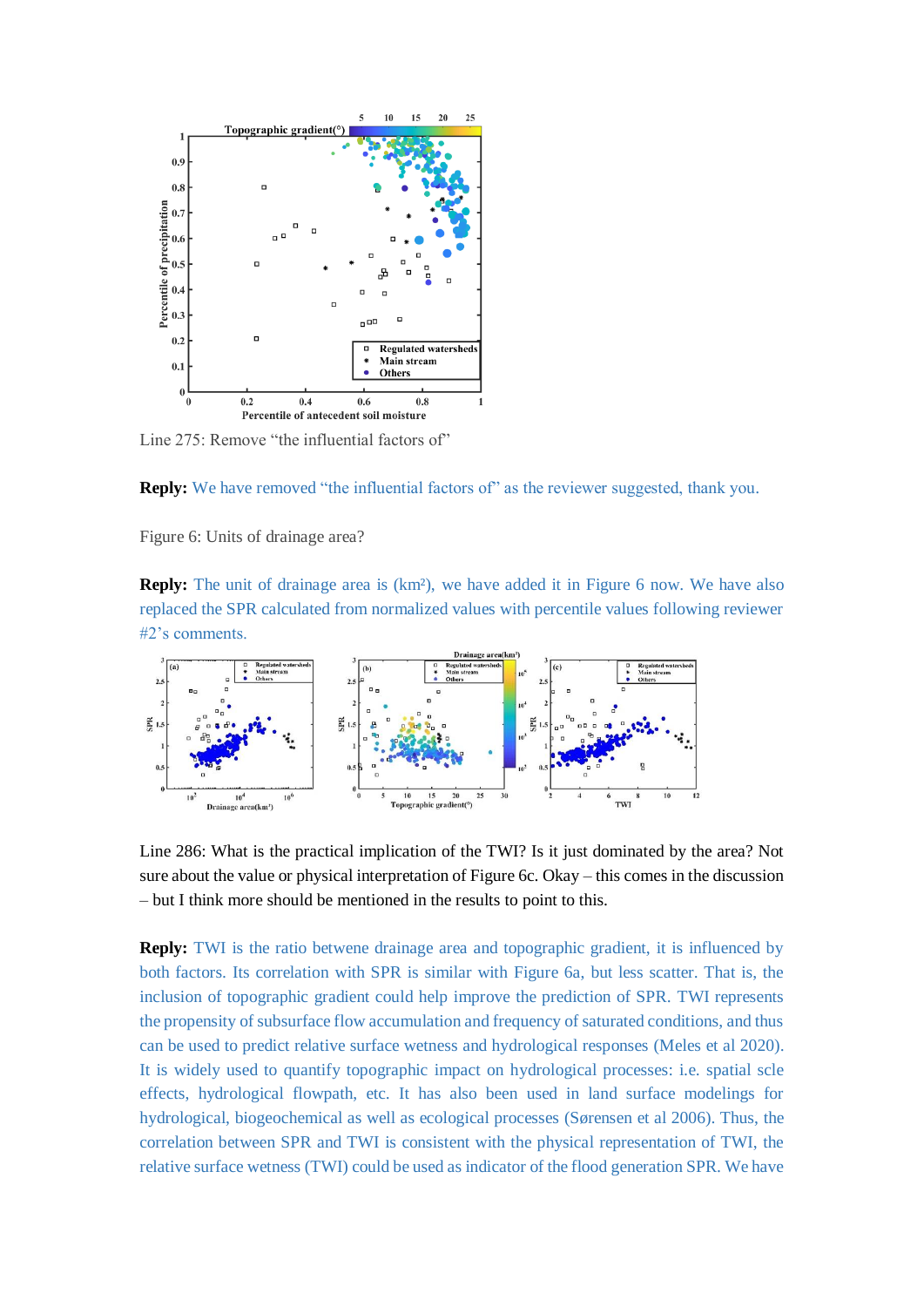Line 275: Remove "the influential factors of"

**Reply:** We have removed "the influential factors of" as the reviewer suggested, thank you.

Figure 6: Units of drainage area?

**Reply:** The unit of drainage area is (km²), we have added it in Figure 6 now. We have also replaced the SPR calculated from normalized values with percentile values following reviewer #2's comments.

Line 286: What is the practical implication of the TWI? Is it just dominated by the area? Not sure about the value or physical interpretation of Figure 6c. Okay – this comes in the discussion – but I think more should be mentioned in the results to point to this.

**Reply:** TWI is the ratio betwene drainage area and topographic gradient, it is influenced by both factors. Its correlation with SPR is similar with Figure 6a, but less scatter. That is, the inclusion of topographic gradient could help improve the prediction of SPR. TWI represents the propensity of subsurface flow accumulation and frequency of saturated conditions, and thus can be used to predict relative surface wetness and hydrological responses (Meles et al 2020). It is widely used to quantify topographic impact on hydrological processes: i.e. spatial scle effects, hydrological flowpath, etc. It has also been used in land surface modelings for hydrological, biogeochemical as well as ecological processes (Sørensen et al 2006). Thus, the correlation between SPR and TWI is consistent with the physical representation of TWI, the relative surface wetness (TWI) could be used as indicator of the flood generation SPR. We have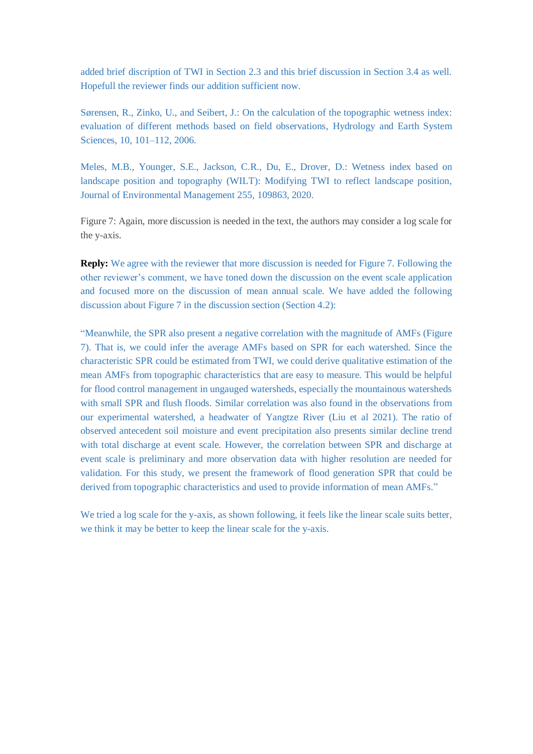added brief discription of TWI in Section 2.3 and this brief discussion in Section 3.4 as well. Hopefull the reviewer finds our addition sufficient now.

Sørensen, R., Zinko, U., and Seibert, J.: On the calculation of the topographic wetness index: evaluation of different methods based on field observations, Hydrology and Earth System Sciences, 10, 101–112, 2006.

Meles, M.B., Younger, S.E., Jackson, C.R., Du, E., Drover, D.: Wetness index based on landscape position and topography (WILT): Modifying TWI to reflect landscape position, Journal of Environmental Management 255, 109863, 2020.

Figure 7: Again, more discussion is needed in the text, the authors may consider a log scale for the y-axis.

**Reply:** We agree with the reviewer that more discussion is needed for Figure 7. Following the other reviewer's comment, we have toned down the discussion on the event scale application and focused more on the discussion of mean annual scale. We have added the following discussion about Figure 7 in the discussion section (Section 4.2):

"Meanwhile, the SPR also present a negative correlation with the magnitude of AMFs (Figure 7). That is, we could infer the average AMFs based on SPR for each watershed. Since the characteristic SPR could be estimated from TWI, we could derive qualitative estimation of the mean AMFs from topographic characteristics that are easy to measure. This would be helpful for flood control management in ungauged watersheds, especially the mountainous watersheds with small SPR and flush floods. Similar correlation was also found in the observations from our experimental watershed, a headwater of Yangtze River (Liu et al 2021). The ratio of observed antecedent soil moisture and event precipitation also presents similar decline trend with total discharge at event scale. However, the correlation between SPR and discharge at event scale is preliminary and more observation data with higher resolution are needed for validation. For this study, we present the framework of flood generation SPR that could be derived from topographic characteristics and used to provide information of mean AMFs."

We tried a log scale for the y-axis, as shown following, it feels like the linear scale suits better, we think it may be better to keep the linear scale for the y-axis.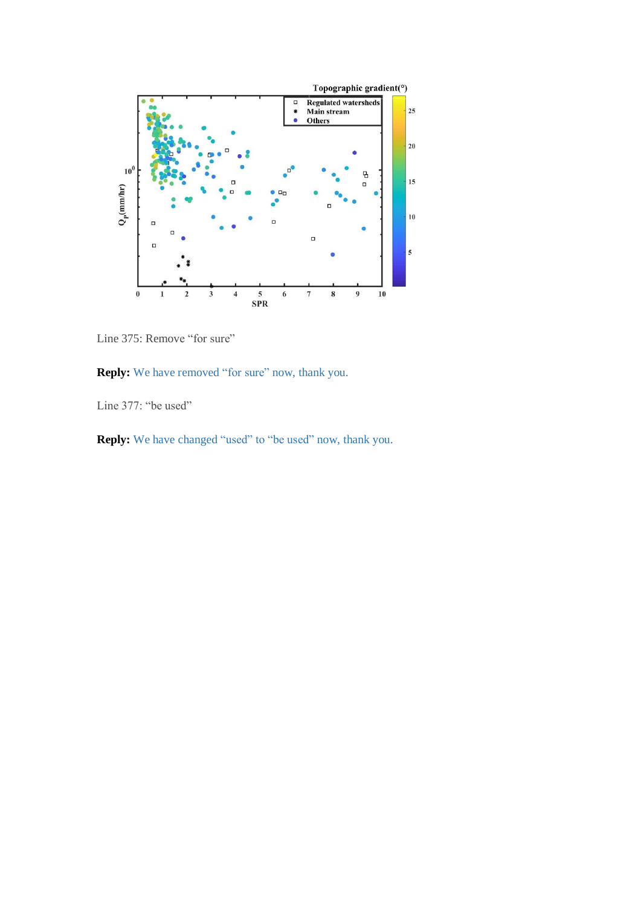Topographic gradient(°)

Regulated watersheds

Main stream

Others

$Q_p$(mm/hr)

$10^0$

SPR

0 1 2 3 4 5 6 7 8 9 10

25

20

15

10

5

Line 375: Remove “for sure”

**Reply:** We have removed “for sure” now, thank you.

Line 377: “be used”

**Reply:** We have changed “used” to “be used” now, thank you.